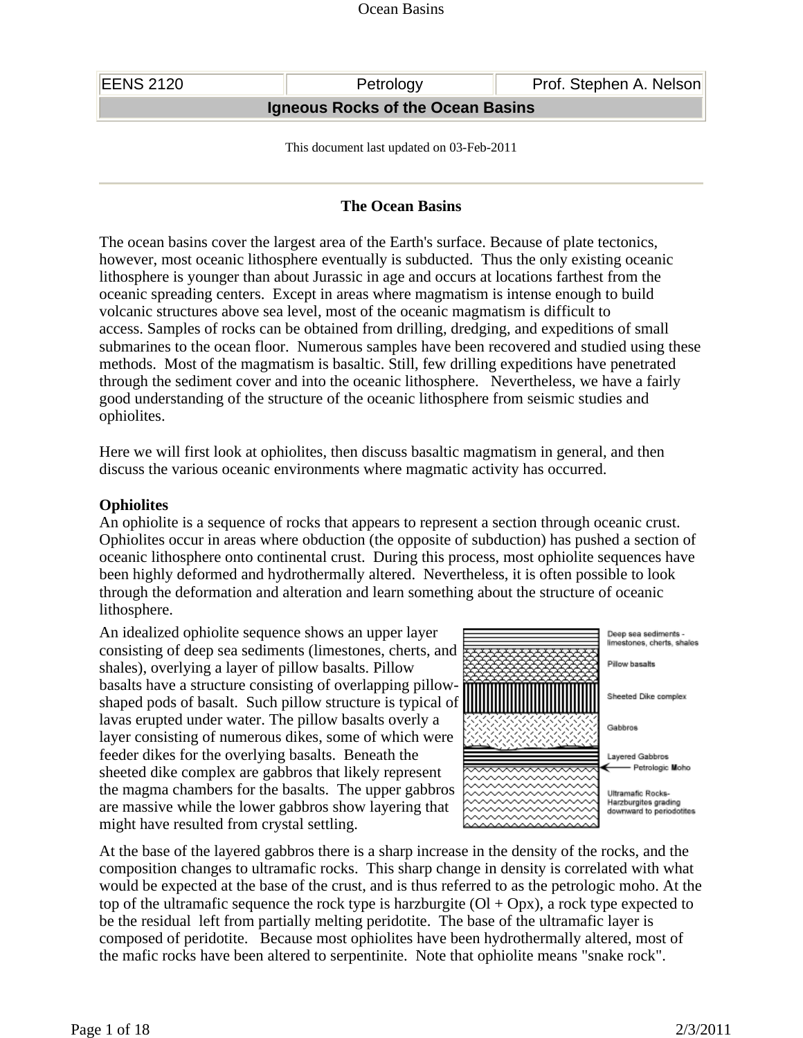| EENS 2120 | Petrology | Prof. Stephen A. Nelson |
|---|---|---|
| **Igneous Rocks of the Ocean Basins** | | |

This document last updated on 03-Feb-2011

## The Ocean Basins

The ocean basins cover the largest area of the Earth's surface. Because of plate tectonics, however, most oceanic lithosphere eventually is subducted. Thus the only existing oceanic lithosphere is younger than about Jurassic in age and occurs at locations farthest from the oceanic spreading centers. Except in areas where magmatism is intense enough to build volcanic structures above sea level, most of the oceanic magmatism is difficult to access. Samples of rocks can be obtained from drilling, dredging, and expeditions of small submarines to the ocean floor. Numerous samples have been recovered and studied using these methods. Most of the magmatism is basaltic. Still, few drilling expeditions have penetrated through the sediment cover and into the oceanic lithosphere. Nevertheless, we have a fairly good understanding of the structure of the oceanic lithosphere from seismic studies and ophiolites.

Here we will first look at ophiolites, then discuss basaltic magmatism in general, and then discuss the various oceanic environments where magmatic activity has occurred.

### Ophiolites

An ophiolite is a sequence of rocks that appears to represent a section through oceanic crust. Ophiolites occur in areas where obduction (the opposite of subduction) has pushed a section of oceanic lithosphere onto continental crust. During this process, most ophiolite sequences have been highly deformed and hydrothermally altered. Nevertheless, it is often possible to look through the deformation and alteration and learn something about the structure of oceanic lithosphere.

An idealized ophiolite sequence shows an upper layer consisting of deep sea sediments (limestones, cherts, and shales), overlying a layer of pillow basalts. Pillow basalts have a structure consisting of overlapping pillow-shaped pods of basalt. Such pillow structure is typical of lavas erupted under water. The pillow basalts overly a layer consisting of numerous dikes, some of which were feeder dikes for the overlying basalts. Beneath the sheeted dike complex are gabbros that likely represent the magma chambers for the basalts. The upper gabbros are massive while the lower gabbros show layering that might have resulted from crystal settling.

Deep sea sediments - limestones, cherts, shales
Pillow basalts
Sheeted Dike complex
Gabbros
Layered Gabbros
Petrologic Moho
Ultramafic Rocks- Harzburgites grading downward to periodotites

At the base of the layered gabbros there is a sharp increase in the density of the rocks, and the composition changes to ultramafic rocks. This sharp change in density is correlated with what would be expected at the base of the crust, and is thus referred to as the petrologic moho. At the top of the ultramafic sequence the rock type is harzburgite (Ol + Opx), a rock type expected to be the residual left from partially melting peridotite. The base of the ultramafic layer is composed of peridotite. Because most ophiolites have been hydrothermally altered, most of the mafic rocks have been altered to serpentinite. Note that ophiolite means "snake rock".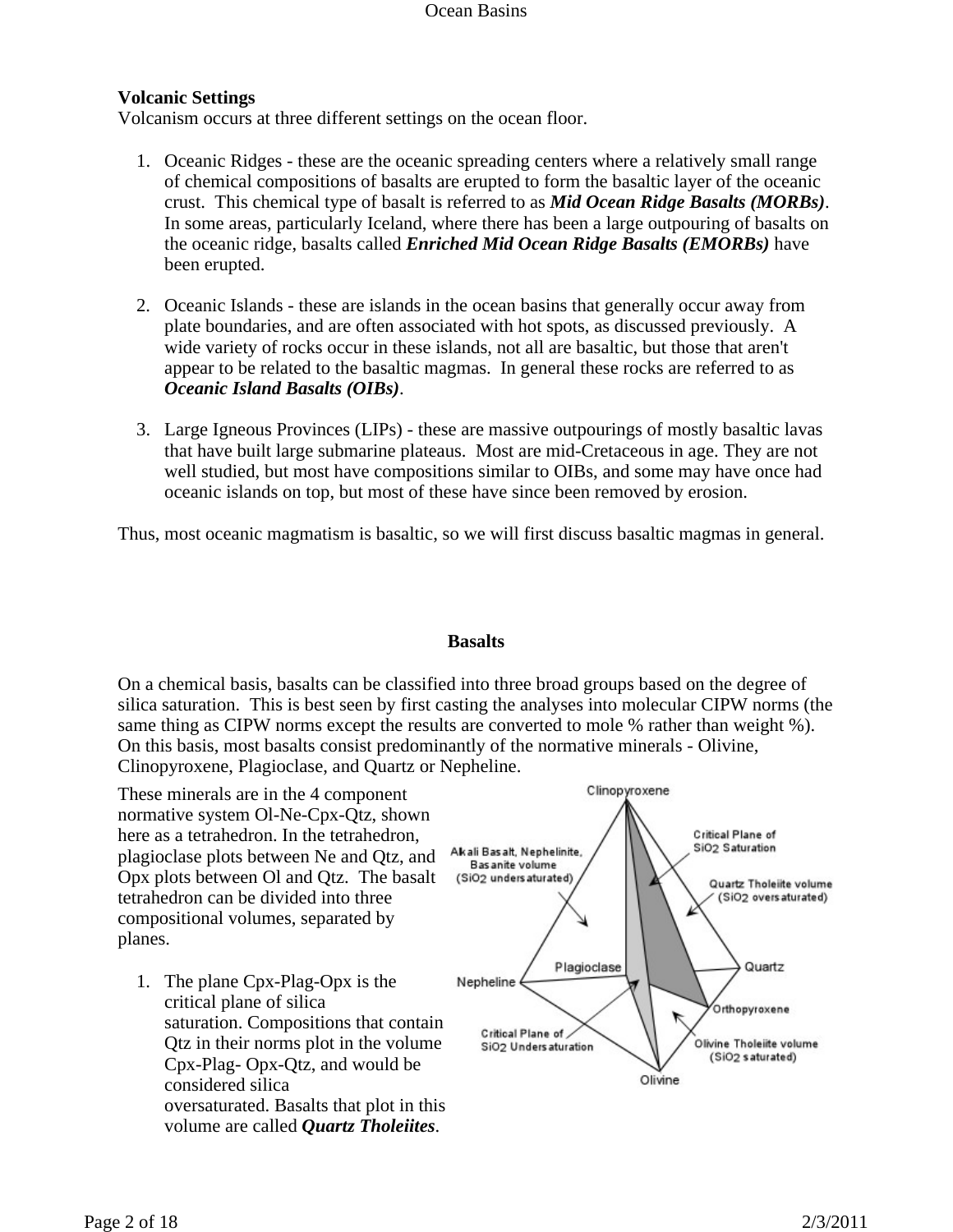**Volcanic Settings**
Volcanism occurs at three different settings on the ocean floor.

1. Oceanic Ridges - these are the oceanic spreading centers where a relatively small range of chemical compositions of basalts are erupted to form the basaltic layer of the oceanic crust. This chemical type of basalt is referred to as ***Mid Ocean Ridge Basalts (MORBs)***. In some areas, particularly Iceland, where there has been a large outpouring of basalts on the oceanic ridge, basalts called ***Enriched Mid Ocean Ridge Basalts (EMORBs)*** have been erupted.

2. Oceanic Islands - these are islands in the ocean basins that generally occur away from plate boundaries, and are often associated with hot spots, as discussed previously. A wide variety of rocks occur in these islands, not all are basaltic, but those that aren't appear to be related to the basaltic magmas. In general these rocks are referred to as ***Oceanic Island Basalts (OIBs)***.

3. Large Igneous Provinces (LIPs) - these are massive outpourings of mostly basaltic lavas that have built large submarine plateaus. Most are mid-Cretaceous in age. They are not well studied, but most have compositions similar to OIBs, and some may have once had oceanic islands on top, but most of these have since been removed by erosion.

Thus, most oceanic magmatism is basaltic, so we will first discuss basaltic magmas in general.

## Basalts

On a chemical basis, basalts can be classified into three broad groups based on the degree of silica saturation. This is best seen by first casting the analyses into molecular CIPW norms (the same thing as CIPW norms except the results are converted to mole % rather than weight %). On this basis, most basalts consist predominantly of the normative minerals - Olivine, Clinopyroxene, Plagioclase, and Quartz or Nepheline.

These minerals are in the 4 component normative system Ol-Ne-Cpx-Qtz, shown here as a tetrahedron. In the tetrahedron, plagioclase plots between Ne and Qtz, and Opx plots between Ol and Qtz. The basalt tetrahedron can be divided into three compositional volumes, separated by planes.

Clinopyroxene
Alkali Basalt, Nephelinite, Basanite volume ($SiO_2$ undersaturated)
Critical Plane of $SiO_2$ Saturation
Quartz Tholeiite volume ($SiO_2$ oversaturated)
Nepheline
Plagioclase
Quartz
Orthopyroxene
Critical Plane of $SiO_2$ Undersaturation
Olivine Tholeiite volume ($SiO_2$ saturated)
Olivine

1. The plane Cpx-Plag-Opx is the critical plane of silica saturation. Compositions that contain Qtz in their norms plot in the volume Cpx-Plag- Opx-Qtz, and would be considered silica oversaturated. Basalts that plot in this volume are called ***Quartz Tholeiites***.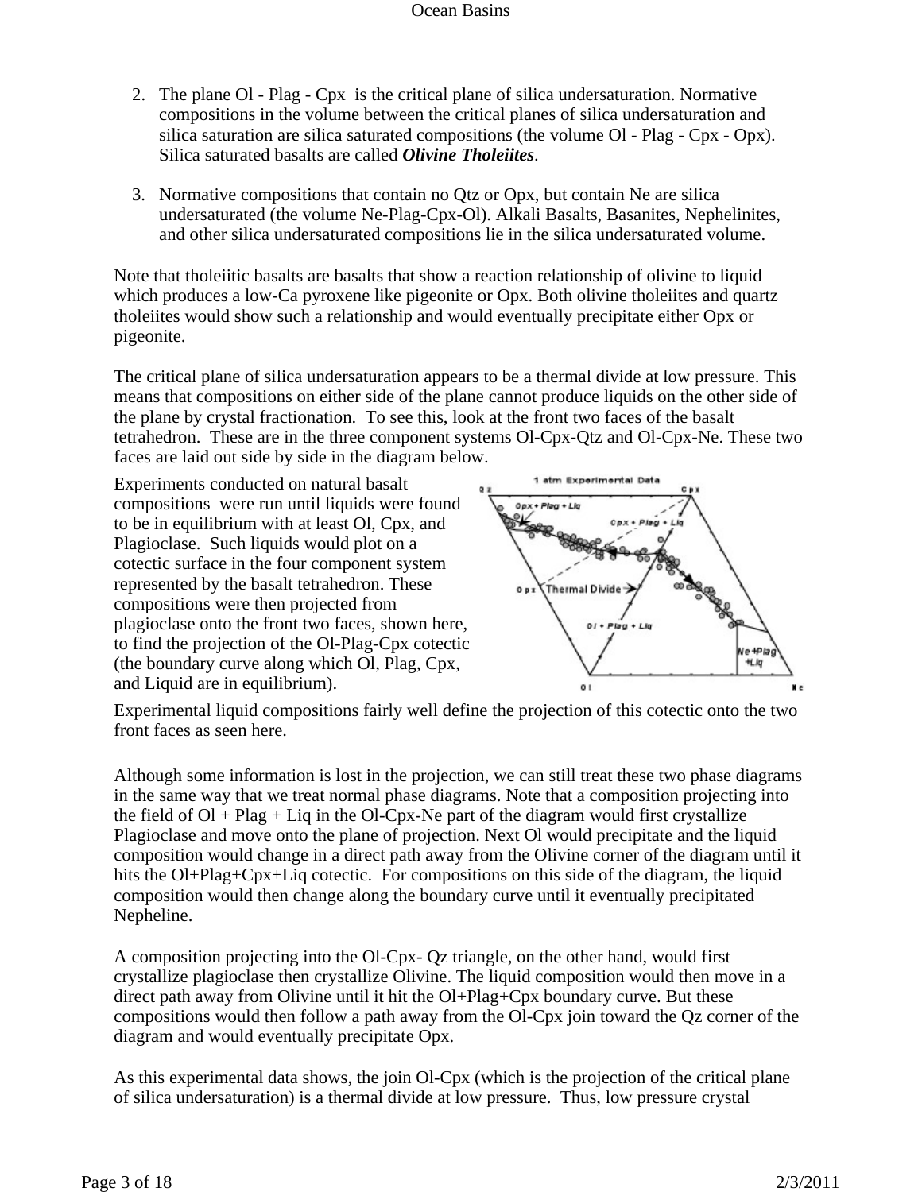2. The plane Ol - Plag - Cpx is the critical plane of silica undersaturation. Normative compositions in the volume between the critical planes of silica undersaturation and silica saturation are silica saturated compositions (the volume Ol - Plag - Cpx - Opx). Silica saturated basalts are called ***Olivine Tholeiites***.

3. Normative compositions that contain no Qtz or Opx, but contain Ne are silica undersaturated (the volume Ne-Plag-Cpx-Ol). Alkali Basalts, Basanites, Nephelinites, and other silica undersaturated compositions lie in the silica undersaturated volume.

Note that tholeiitic basalts are basalts that show a reaction relationship of olivine to liquid which produces a low-Ca pyroxene like pigeonite or Opx. Both olivine tholeiites and quartz tholeiites would show such a relationship and would eventually precipitate either Opx or pigeonite.

The critical plane of silica undersaturation appears to be a thermal divide at low pressure. This means that compositions on either side of the plane cannot produce liquids on the other side of the plane by crystal fractionation. To see this, look at the front two faces of the basalt tetrahedron. These are in the three component systems Ol-Cpx-Qtz and Ol-Cpx-Ne. These two faces are laid out side by side in the diagram below.

Experiments conducted on natural basalt compositions were run until liquids were found to be in equilibrium with at least Ol, Cpx, and Plagioclase. Such liquids would plot on a cotectic surface in the four component system represented by the basalt tetrahedron. These compositions were then projected from plagioclase onto the front two faces, shown here, to find the projection of the Ol-Plag-Cpx cotectic (the boundary curve along which Ol, Plag, Cpx, and Liquid are in equilibrium).

1 atm Experimental Data
Qz
Cpx
Opx + Plag + Liq
Cpx + Plag + Liq
Opx
Thermal Divide
Ol + Plag + Liq
Ne+Plag +Liq
Ol
Ne

Experimental liquid compositions fairly well define the projection of this cotectic onto the two front faces as seen here.

Although some information is lost in the projection, we can still treat these two phase diagrams in the same way that we treat normal phase diagrams. Note that a composition projecting into the field of Ol + Plag + Liq in the Ol-Cpx-Ne part of the diagram would first crystallize Plagioclase and move onto the plane of projection. Next Ol would precipitate and the liquid composition would change in a direct path away from the Olivine corner of the diagram until it hits the Ol+Plag+Cpx+Liq cotectic. For compositions on this side of the diagram, the liquid composition would then change along the boundary curve until it eventually precipitated Nepheline.

A composition projecting into the Ol-Cpx- Qz triangle, on the other hand, would first crystallize plagioclase then crystallize Olivine. The liquid composition would then move in a direct path away from Olivine until it hit the Ol+Plag+Cpx boundary curve. But these compositions would then follow a path away from the Ol-Cpx join toward the Qz corner of the diagram and would eventually precipitate Opx.

As this experimental data shows, the join Ol-Cpx (which is the projection of the critical plane of silica undersaturation) is a thermal divide at low pressure. Thus, low pressure crystal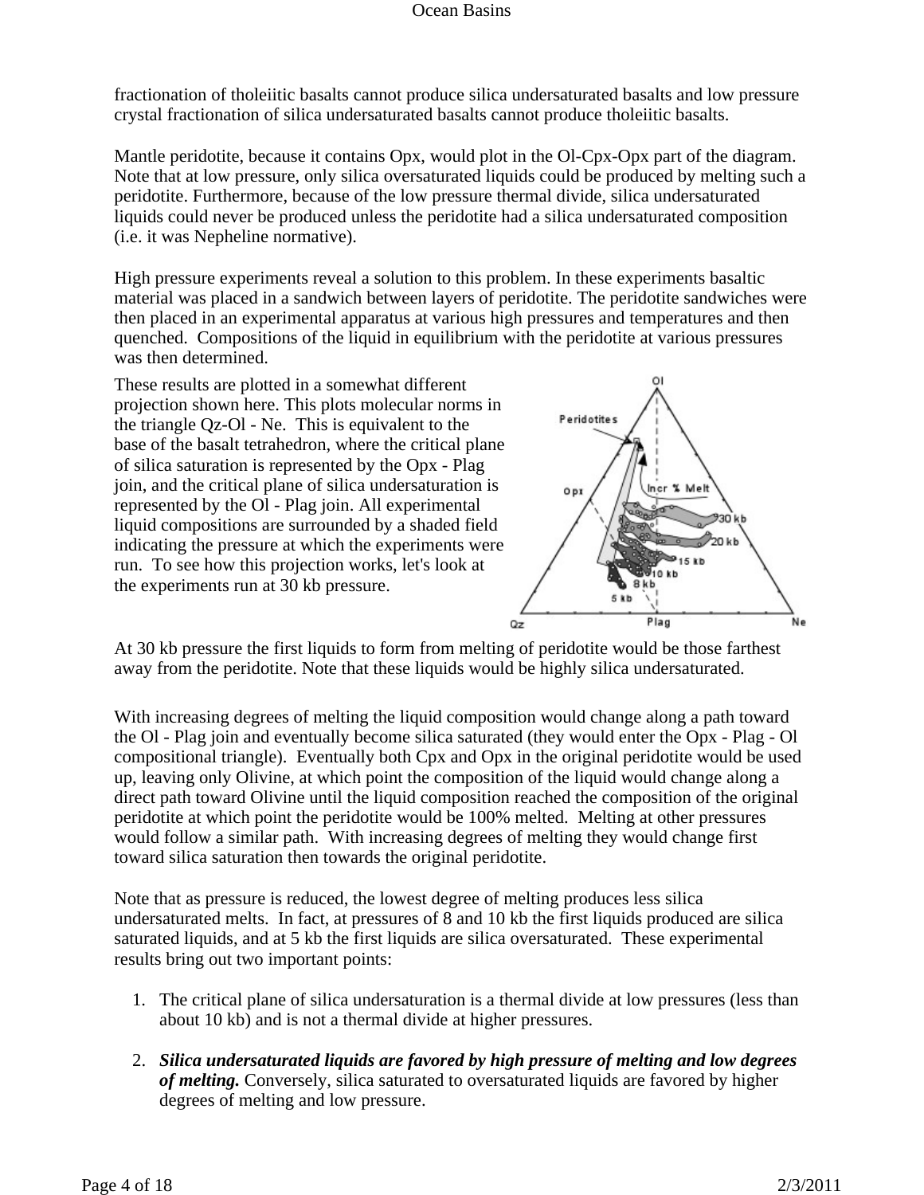fractionation of tholeiitic basalts cannot produce silica undersaturated basalts and low pressure crystal fractionation of silica undersaturated basalts cannot produce tholeiitic basalts.

Mantle peridotite, because it contains Opx, would plot in the Ol-Cpx-Opx part of the diagram. Note that at low pressure, only silica oversaturated liquids could be produced by melting such a peridotite. Furthermore, because of the low pressure thermal divide, silica undersaturated liquids could never be produced unless the peridotite had a silica undersaturated composition (i.e. it was Nepheline normative).

High pressure experiments reveal a solution to this problem. In these experiments basaltic material was placed in a sandwich between layers of peridotite. The peridotite sandwiches were then placed in an experimental apparatus at various high pressures and temperatures and then quenched. Compositions of the liquid in equilibrium with the peridotite at various pressures was then determined.

These results are plotted in a somewhat different projection shown here. This plots molecular norms in the triangle Qz-Ol - Ne. This is equivalent to the base of the basalt tetrahedron, where the critical plane of silica saturation is represented by the Opx - Plag join, and the critical plane of silica undersaturation is represented by the Ol - Plag join. All experimental liquid compositions are surrounded by a shaded field indicating the pressure at which the experiments were run. To see how this projection works, let's look at the experiments run at 30 kb pressure.

Ol
Peridotites
Opx
Incr % Melt
30 kb
20 kb
15 kb
10 kb
8 kb
5 kb
Qz
Plag
Ne

At 30 kb pressure the first liquids to form from melting of peridotite would be those farthest away from the peridotite. Note that these liquids would be highly silica undersaturated.

With increasing degrees of melting the liquid composition would change along a path toward the Ol - Plag join and eventually become silica saturated (they would enter the Opx - Plag - Ol compositional triangle). Eventually both Cpx and Opx in the original peridotite would be used up, leaving only Olivine, at which point the composition of the liquid would change along a direct path toward Olivine until the liquid composition reached the composition of the original peridotite at which point the peridotite would be 100% melted. Melting at other pressures would follow a similar path. With increasing degrees of melting they would change first toward silica saturation then towards the original peridotite.

Note that as pressure is reduced, the lowest degree of melting produces less silica undersaturated melts. In fact, at pressures of 8 and 10 kb the first liquids produced are silica saturated liquids, and at 5 kb the first liquids are silica oversaturated. These experimental results bring out two important points:

1. The critical plane of silica undersaturation is a thermal divide at low pressures (less than about 10 kb) and is not a thermal divide at higher pressures.
2. ***Silica undersaturated liquids are favored by high pressure of melting and low degrees of melting.*** Conversely, silica saturated to oversaturated liquids are favored by higher degrees of melting and low pressure.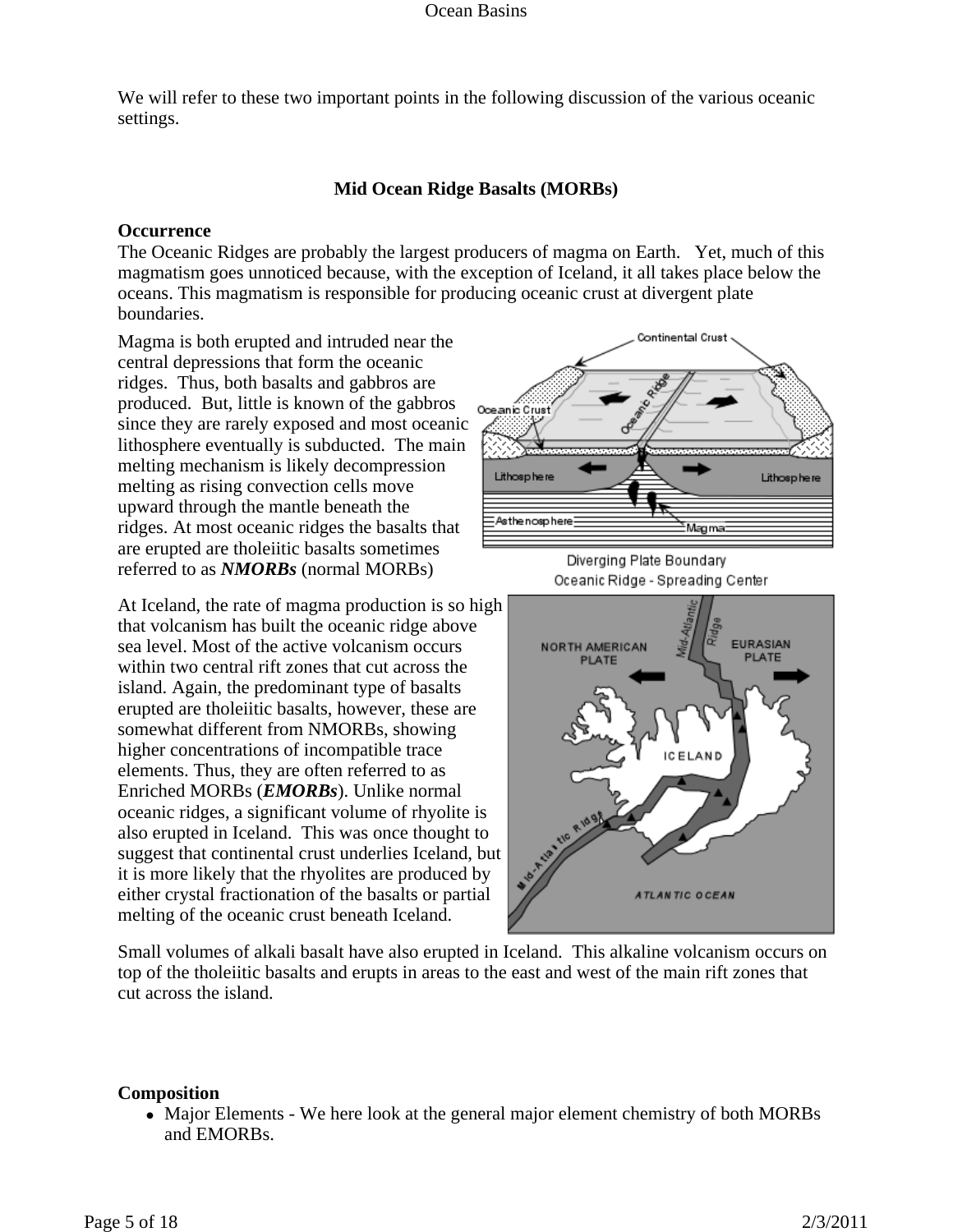We will refer to these two important points in the following discussion of the various oceanic settings.

## Mid Ocean Ridge Basalts (MORBs)

**Occurrence**

The Oceanic Ridges are probably the largest producers of magma on Earth. Yet, much of this magmatism goes unnoticed because, with the exception of Iceland, it all takes place below the oceans. This magmatism is responsible for producing oceanic crust at divergent plate boundaries.

Magma is both erupted and intruded near the central depressions that form the oceanic ridges. Thus, both basalts and gabbros are produced. But, little is known of the gabbros since they are rarely exposed and most oceanic lithosphere eventually is subducted. The main melting mechanism is likely decompression melting as rising convection cells move upward through the mantle beneath the ridges. At most oceanic ridges the basalts that are erupted are tholeiitic basalts sometimes referred to as ***NMORBs*** (normal MORBs)

Diverging Plate Boundary
Oceanic Ridge - Spreading Center

At Iceland, the rate of magma production is so high that volcanism has built the oceanic ridge above sea level. Most of the active volcanism occurs within two central rift zones that cut across the island. Again, the predominant type of basalts erupted are tholeiitic basalts, however, these are somewhat different from NMORBs, showing higher concentrations of incompatible trace elements. Thus, they are often referred to as Enriched MORBs (***EMORBs***). Unlike normal oceanic ridges, a significant volume of rhyolite is also erupted in Iceland. This was once thought to suggest that continental crust underlies Iceland, but it is more likely that the rhyolites are produced by either crystal fractionation of the basalts or partial melting of the oceanic crust beneath Iceland.

Small volumes of alkali basalt have also erupted in Iceland. This alkaline volcanism occurs on top of the tholeiitic basalts and erupts in areas to the east and west of the main rift zones that cut across the island.

**Composition**

- Major Elements - We here look at the general major element chemistry of both MORBs and EMORBs.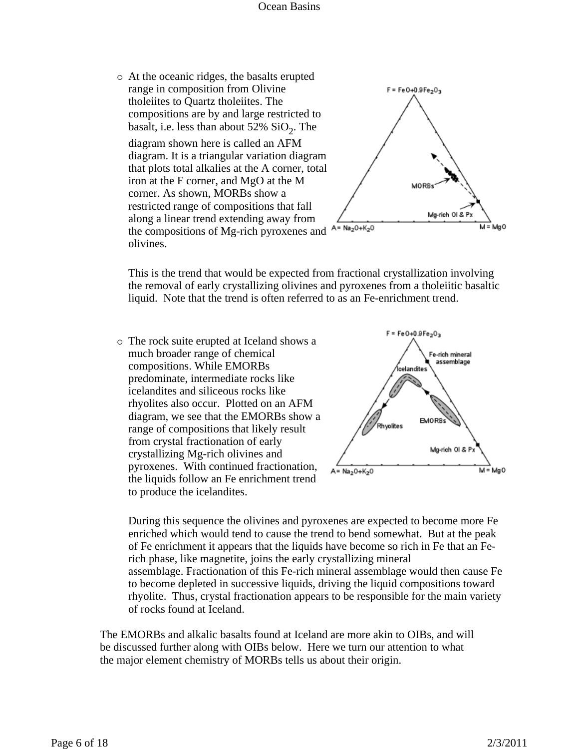- At the oceanic ridges, the basalts erupted range in composition from Olivine tholeiites to Quartz tholeiites. The compositions are by and large restricted to basalt, i.e. less than about 52% $SiO_2$. The diagram shown here is called an AFM diagram. It is a triangular variation diagram that plots total alkalies at the A corner, total iron at the F corner, and MgO at the M corner. As shown, MORBs show a restricted range of compositions that fall along a linear trend extending away from the compositions of Mg-rich pyroxenes and olivines.

F = $FeO+0.9Fe_2O_3$

MORBs

Mg-rich Ol & Px

A= $Na_2O+K_2O$

M = MgO

This is the trend that would be expected from fractional crystallization involving the removal of early crystallizing olivines and pyroxenes from a tholeiitic basaltic liquid. Note that the trend is often referred to as an Fe-enrichment trend.

- The rock suite erupted at Iceland shows a much broader range of chemical compositions. While EMORBs predominate, intermediate rocks like icelandites and siliceous rocks like rhyolites also occur. Plotted on an AFM diagram, we see that the EMORBs show a range of compositions that likely result from crystal fractionation of early crystallizing Mg-rich olivines and pyroxenes. With continued fractionation, the liquids follow an Fe enrichment trend to produce the icelandites.

F = $FeO+0.9Fe_2O_3$

Fe-rich mineral assemblage

Icelandites

EMORBs

Rhyolites

Mg-rich Ol & Px

A= $Na_2O+K_2O$

M = MgO

During this sequence the olivines and pyroxenes are expected to become more Fe enriched which would tend to cause the trend to bend somewhat. But at the peak of Fe enrichment it appears that the liquids have become so rich in Fe that an Fe-rich phase, like magnetite, joins the early crystallizing mineral assemblage. Fractionation of this Fe-rich mineral assemblage would then cause Fe to become depleted in successive liquids, driving the liquid compositions toward rhyolite. Thus, crystal fractionation appears to be responsible for the main variety of rocks found at Iceland.

The EMORBs and alkalic basalts found at Iceland are more akin to OIBs, and will be discussed further along with OIBs below. Here we turn our attention to what the major element chemistry of MORBs tells us about their origin.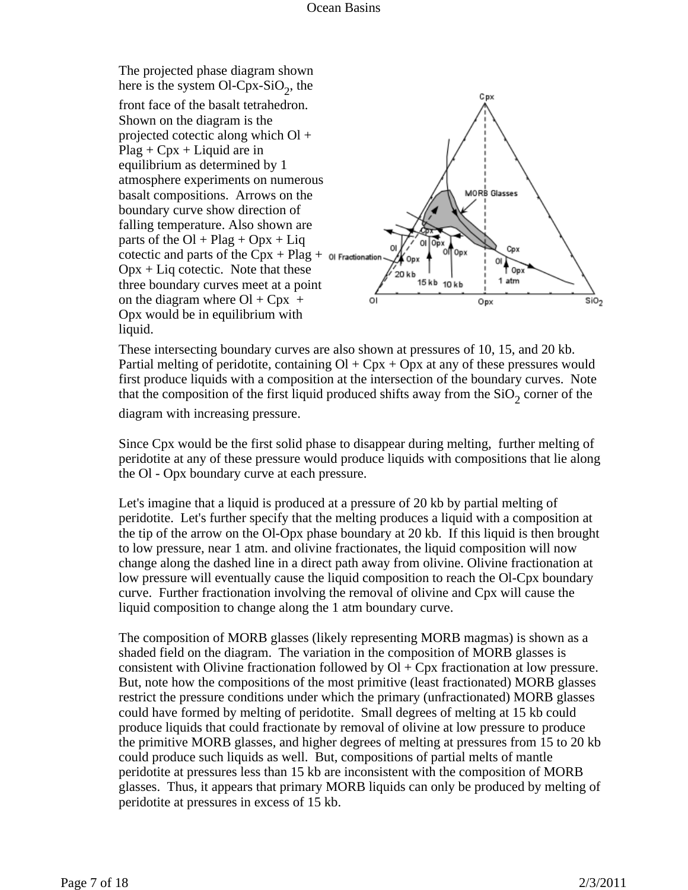The projected phase diagram shown here is the system Ol-Cpx-$SiO_2$, the front face of the basalt tetrahedron. Shown on the diagram is the projected cotectic along which Ol + Plag + Cpx + Liquid are in equilibrium as determined by 1 atmosphere experiments on numerous basalt compositions. Arrows on the boundary curve show direction of falling temperature. Also shown are parts of the Ol + Plag + Opx + Liq cotectic and parts of the Cpx + Plag + Opx + Liq cotectic. Note that these three boundary curves meet at a point on the diagram where Ol + Cpx + Opx would be in equilibrium with liquid.

Cpx
MORB Glasses
Cpx
Ol
Ol
Opx
Ol
Opx
Cpx
Ol Fractionation
Opx
Ol
20 kb
Opx
15 kb
10 kb
1 atm
Ol
Opx
$SiO_2$

These intersecting boundary curves are also shown at pressures of 10, 15, and 20 kb. Partial melting of peridotite, containing Ol + Cpx + Opx at any of these pressures would first produce liquids with a composition at the intersection of the boundary curves. Note that the composition of the first liquid produced shifts away from the $SiO_2$ corner of the diagram with increasing pressure.

Since Cpx would be the first solid phase to disappear during melting, further melting of peridotite at any of these pressure would produce liquids with compositions that lie along the Ol - Opx boundary curve at each pressure.

Let's imagine that a liquid is produced at a pressure of 20 kb by partial melting of peridotite. Let's further specify that the melting produces a liquid with a composition at the tip of the arrow on the Ol-Opx phase boundary at 20 kb. If this liquid is then brought to low pressure, near 1 atm. and olivine fractionates, the liquid composition will now change along the dashed line in a direct path away from olivine. Olivine fractionation at low pressure will eventually cause the liquid composition to reach the Ol-Cpx boundary curve. Further fractionation involving the removal of olivine and Cpx will cause the liquid composition to change along the 1 atm boundary curve.

The composition of MORB glasses (likely representing MORB magmas) is shown as a shaded field on the diagram. The variation in the composition of MORB glasses is consistent with Olivine fractionation followed by Ol + Cpx fractionation at low pressure. But, note how the compositions of the most primitive (least fractionated) MORB glasses restrict the pressure conditions under which the primary (unfractionated) MORB glasses could have formed by melting of peridotite. Small degrees of melting at 15 kb could produce liquids that could fractionate by removal of olivine at low pressure to produce the primitive MORB glasses, and higher degrees of melting at pressures from 15 to 20 kb could produce such liquids as well. But, compositions of partial melts of mantle peridotite at pressures less than 15 kb are inconsistent with the composition of MORB glasses. Thus, it appears that primary MORB liquids can only be produced by melting of peridotite at pressures in excess of 15 kb.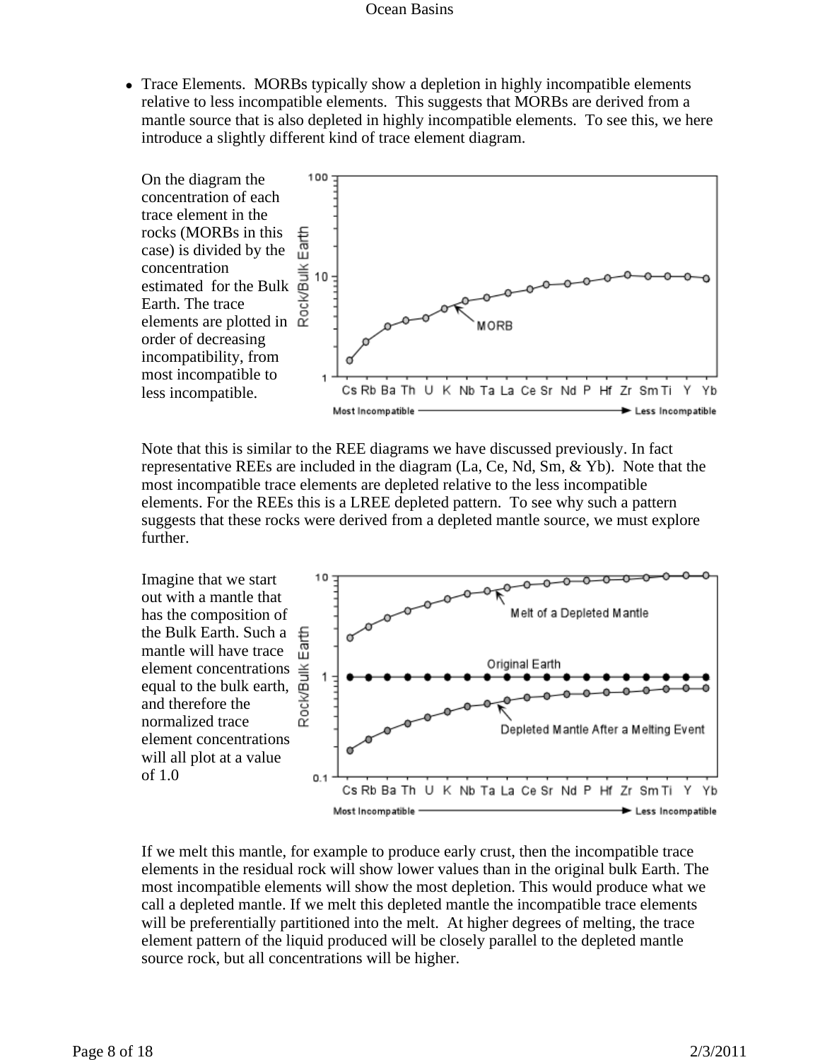- Trace Elements. MORBs typically show a depletion in highly incompatible elements relative to less incompatible elements. This suggests that MORBs are derived from a mantle source that is also depleted in highly incompatible elements. To see this, we here introduce a slightly different kind of trace element diagram.

On the diagram the concentration of each trace element in the rocks (MORBs in this case) is divided by the concentration estimated for the Bulk Earth. The trace elements are plotted in order of decreasing incompatibility, from most incompatible to less incompatible.

100
10
1
Rock/Bulk Earth
MORB
Cs Rb Ba Th U K Nb Ta La Ce Sr Nd P Hf Zr Sm Ti Y Yb
Most Incompatible → Less Incompatible

Note that this is similar to the REE diagrams we have discussed previously. In fact representative REEs are included in the diagram (La, Ce, Nd, Sm, & Yb). Note that the most incompatible trace elements are depleted relative to the less incompatible elements. For the REEs this is a LREE depleted pattern. To see why such a pattern suggests that these rocks were derived from a depleted mantle source, we must explore further.

Imagine that we start out with a mantle that has the composition of the Bulk Earth. Such a mantle will have trace element concentrations equal to the bulk earth, and therefore the normalized trace element concentrations will all plot at a value of 1.0

10
1
0.1
Rock/Bulk Earth
Melt of a Depleted Mantle
Original Earth
Depleted Mantle After a Melting Event
Cs Rb Ba Th U K Nb Ta La Ce Sr Nd P Hf Zr Sm Ti Y Yb
Most Incompatible → Less Incompatible

If we melt this mantle, for example to produce early crust, then the incompatible trace elements in the residual rock will show lower values than in the original bulk Earth. The most incompatible elements will show the most depletion. This would produce what we call a depleted mantle. If we melt this depleted mantle the incompatible trace elements will be preferentially partitioned into the melt. At higher degrees of melting, the trace element pattern of the liquid produced will be closely parallel to the depleted mantle source rock, but all concentrations will be higher.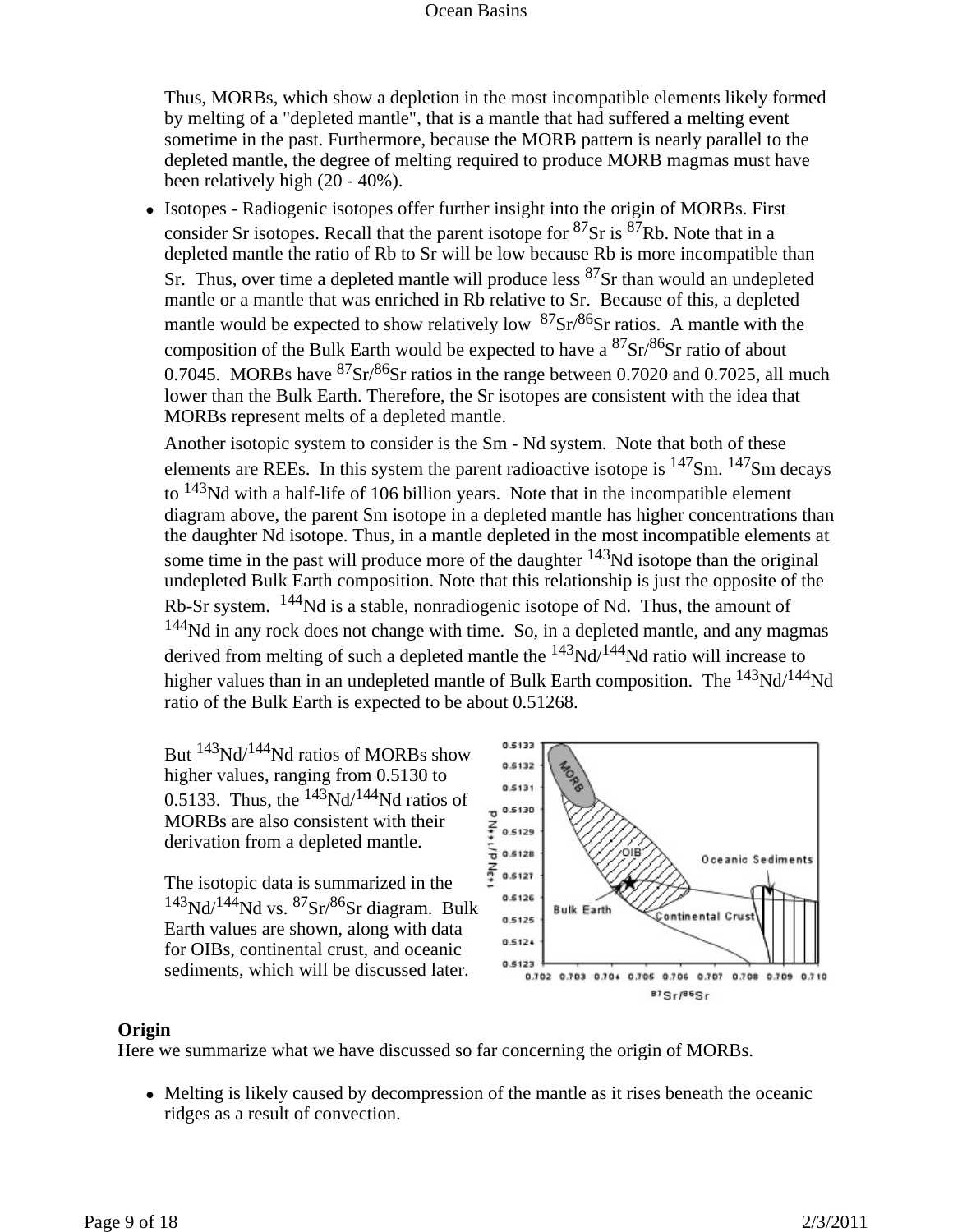Thus, MORBs, which show a depletion in the most incompatible elements likely formed by melting of a "depleted mantle", that is a mantle that had suffered a melting event sometime in the past. Furthermore, because the MORB pattern is nearly parallel to the depleted mantle, the degree of melting required to produce MORB magmas must have been relatively high (20 - 40%).

- Isotopes - Radiogenic isotopes offer further insight into the origin of MORBs. First consider Sr isotopes. Recall that the parent isotope for $^{87}Sr$ is $^{87}Rb$. Note that in a depleted mantle the ratio of Rb to Sr will be low because Rb is more incompatible than Sr. Thus, over time a depleted mantle will produce less $^{87}Sr$ than would an undepleted mantle or a mantle that was enriched in Rb relative to Sr. Because of this, a depleted mantle would be expected to show relatively low $^{87}Sr/^{86}Sr$ ratios. A mantle with the composition of the Bulk Earth would be expected to have a $^{87}Sr/^{86}Sr$ ratio of about 0.7045. MORBs have $^{87}Sr/^{86}Sr$ ratios in the range between 0.7020 and 0.7025, all much lower than the Bulk Earth. Therefore, the Sr isotopes are consistent with the idea that MORBs represent melts of a depleted mantle.

  Another isotopic system to consider is the Sm - Nd system. Note that both of these elements are REEs. In this system the parent radioactive isotope is $^{147}Sm$. $^{147}Sm$ decays to $^{143}Nd$ with a half-life of 106 billion years. Note that in the incompatible element diagram above, the parent Sm isotope in a depleted mantle has higher concentrations than the daughter Nd isotope. Thus, in a mantle depleted in the most incompatible elements at some time in the past will produce more of the daughter $^{143}Nd$ isotope than the original undepleted Bulk Earth composition. Note that this relationship is just the opposite of the Rb-Sr system. $^{144}Nd$ is a stable, nonradiogenic isotope of Nd. Thus, the amount of $^{144}Nd$ in any rock does not change with time. So, in a depleted mantle, and any magmas derived from melting of such a depleted mantle the $^{143}Nd/^{144}Nd$ ratio will increase to higher values than in an undepleted mantle of Bulk Earth composition. The $^{143}Nd/^{144}Nd$ ratio of the Bulk Earth is expected to be about 0.51268.

  But $^{143}Nd/^{144}Nd$ ratios of MORBs show higher values, ranging from 0.5130 to 0.5133. Thus, the $^{143}Nd/^{144}Nd$ ratios of MORBs are also consistent with their derivation from a depleted mantle.

  The isotopic data is summarized in the $^{143}Nd/^{144}Nd$ vs. $^{87}Sr/^{86}Sr$ diagram. Bulk Earth values are shown, along with data for OIBs, continental crust, and oceanic sediments, which will be discussed later.

MORB
OIB
Bulk Earth
Continental Crust
Oceanic Sediments
$^{143}Nd/^{144}Nd$
0.5133, 0.5132, 0.5131, 0.5130, 0.5129, 0.5128, 0.5127, 0.5126, 0.5125, 0.5124, 0.5123
$^{87}Sr/^{86}Sr$
0.702, 0.703, 0.704, 0.705, 0.706, 0.707, 0.708, 0.709, 0.710

## Origin

Here we summarize what we have discussed so far concerning the origin of MORBs.

- Melting is likely caused by decompression of the mantle as it rises beneath the oceanic ridges as a result of convection.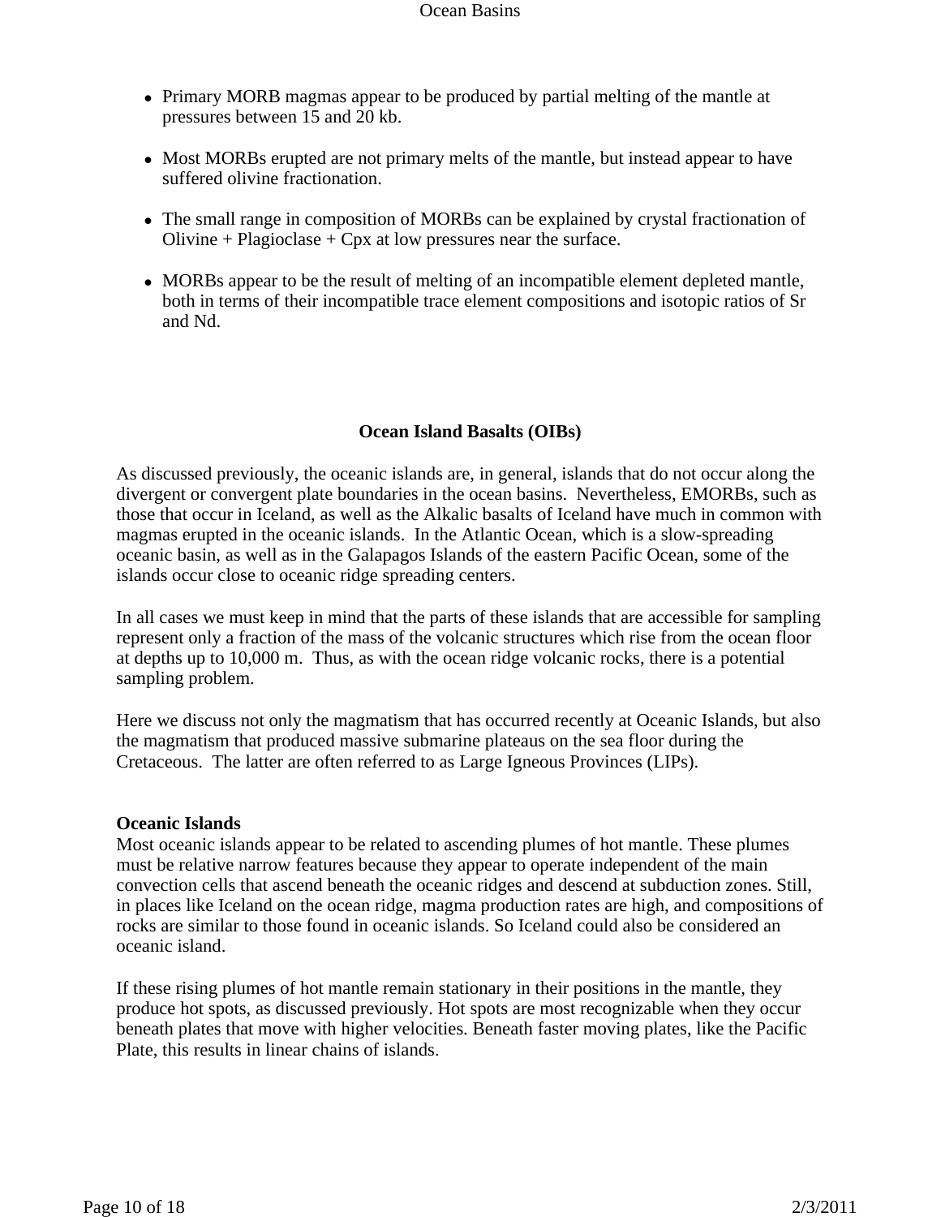- Primary MORB magmas appear to be produced by partial melting of the mantle at pressures between 15 and 20 kb.

- Most MORBs erupted are not primary melts of the mantle, but instead appear to have suffered olivine fractionation.

- The small range in composition of MORBs can be explained by crystal fractionation of Olivine + Plagioclase + Cpx at low pressures near the surface.

- MORBs appear to be the result of melting of an incompatible element depleted mantle, both in terms of their incompatible trace element compositions and isotopic ratios of Sr and Nd.

## Ocean Island Basalts (OIBs)

As discussed previously, the oceanic islands are, in general, islands that do not occur along the divergent or convergent plate boundaries in the ocean basins. Nevertheless, EMORBs, such as those that occur in Iceland, as well as the Alkalic basalts of Iceland have much in common with magmas erupted in the oceanic islands. In the Atlantic Ocean, which is a slow-spreading oceanic basin, as well as in the Galapagos Islands of the eastern Pacific Ocean, some of the islands occur close to oceanic ridge spreading centers.

In all cases we must keep in mind that the parts of these islands that are accessible for sampling represent only a fraction of the mass of the volcanic structures which rise from the ocean floor at depths up to 10,000 m. Thus, as with the ocean ridge volcanic rocks, there is a potential sampling problem.

Here we discuss not only the magmatism that has occurred recently at Oceanic Islands, but also the magmatism that produced massive submarine plateaus on the sea floor during the Cretaceous. The latter are often referred to as Large Igneous Provinces (LIPs).

### Oceanic Islands

Most oceanic islands appear to be related to ascending plumes of hot mantle. These plumes must be relative narrow features because they appear to operate independent of the main convection cells that ascend beneath the oceanic ridges and descend at subduction zones. Still, in places like Iceland on the ocean ridge, magma production rates are high, and compositions of rocks are similar to those found in oceanic islands. So Iceland could also be considered an oceanic island.

If these rising plumes of hot mantle remain stationary in their positions in the mantle, they produce hot spots, as discussed previously. Hot spots are most recognizable when they occur beneath plates that move with higher velocities. Beneath faster moving plates, like the Pacific Plate, this results in linear chains of islands.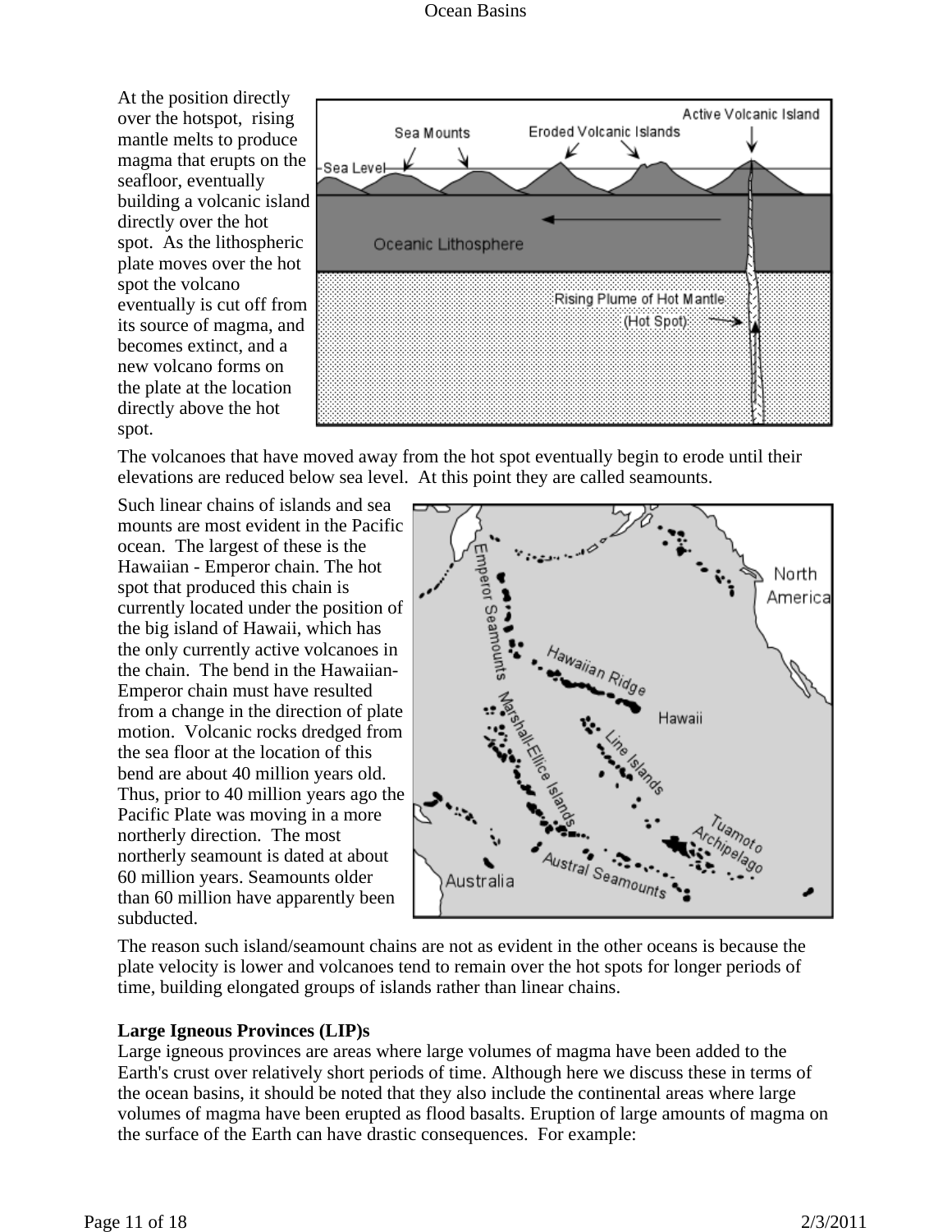At the position directly over the hotspot, rising mantle melts to produce magma that erupts on the seafloor, eventually building a volcanic island directly over the hot spot. As the lithospheric plate moves over the hot spot the volcano eventually is cut off from its source of magma, and becomes extinct, and a new volcano forms on the plate at the location directly above the hot spot.

Sea Mounts
Eroded Volcanic Islands
Active Volcanic Island
Sea Level
Oceanic Lithosphere
Rising Plume of Hot Mantle
(Hot Spot)

The volcanoes that have moved away from the hot spot eventually begin to erode until their elevations are reduced below sea level. At this point they are called seamounts.

Such linear chains of islands and sea mounts are most evident in the Pacific ocean. The largest of these is the Hawaiian - Emperor chain. The hot spot that produced this chain is currently located under the position of the big island of Hawaii, which has the only currently active volcanoes in the chain. The bend in the Hawaiian-Emperor chain must have resulted from a change in the direction of plate motion. Volcanic rocks dredged from the sea floor at the location of this bend are about 40 million years old. Thus, prior to 40 million years ago the Pacific Plate was moving in a more northerly direction. The most northerly seamount is dated at about 60 million years. Seamounts older than 60 million have apparently been subducted.

Emperor Seamounts
Hawaiian Ridge
Hawaii
North America
Marshall-Ellice Islands
Line Islands
Tuamoto Archipelago
Austral Seamounts
Australia

The reason such island/seamount chains are not as evident in the other oceans is because the plate velocity is lower and volcanoes tend to remain over the hot spots for longer periods of time, building elongated groups of islands rather than linear chains.

**Large Igneous Provinces (LIP)s**

Large igneous provinces are areas where large volumes of magma have been added to the Earth's crust over relatively short periods of time. Although here we discuss these in terms of the ocean basins, it should be noted that they also include the continental areas where large volumes of magma have been erupted as flood basalts. Eruption of large amounts of magma on the surface of the Earth can have drastic consequences. For example: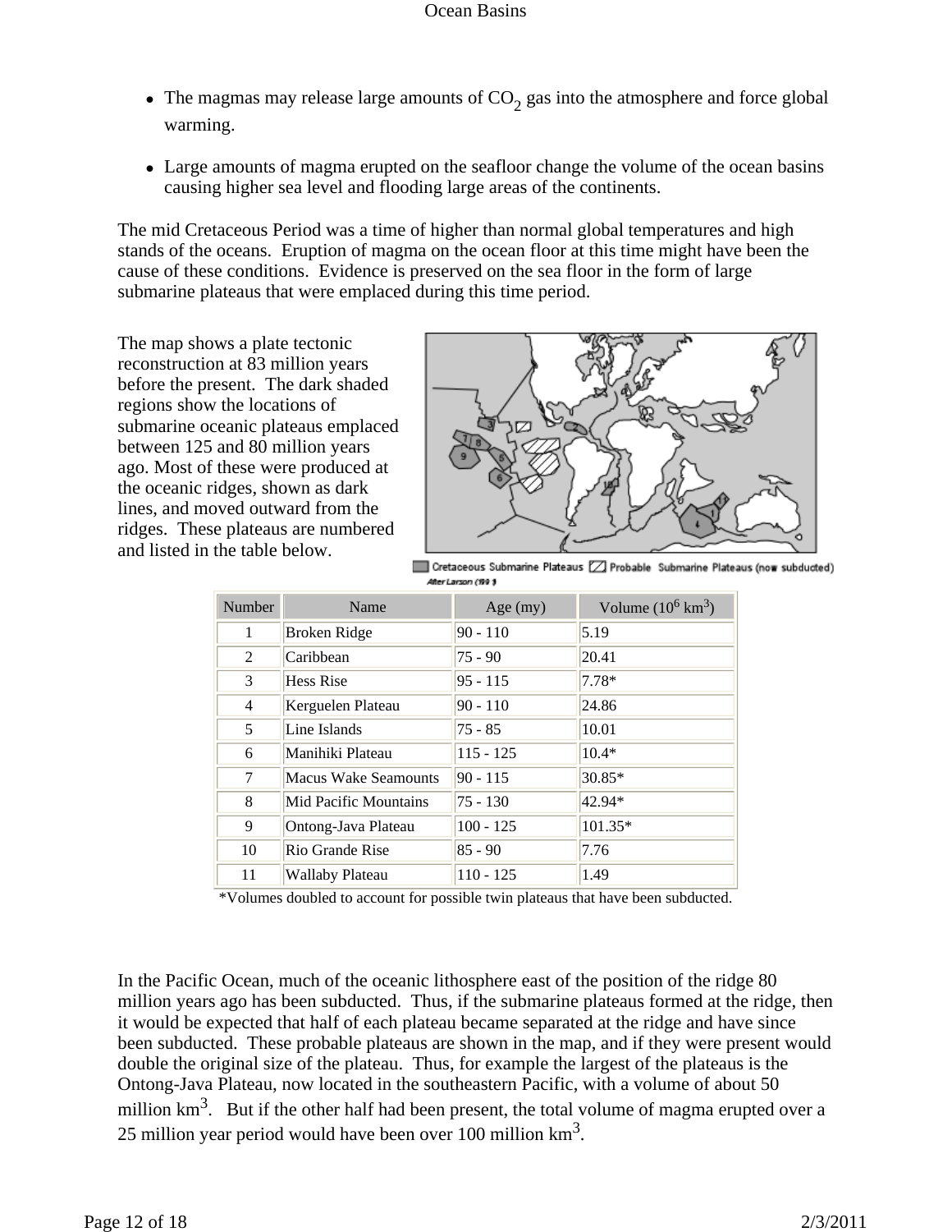- The magmas may release large amounts of $CO_2$ gas into the atmosphere and force global warming.
- Large amounts of magma erupted on the seafloor change the volume of the ocean basins causing higher sea level and flooding large areas of the continents.

The mid Cretaceous Period was a time of higher than normal global temperatures and high stands of the oceans. Eruption of magma on the ocean floor at this time might have been the cause of these conditions. Evidence is preserved on the sea floor in the form of large submarine plateaus that were emplaced during this time period.

The map shows a plate tectonic reconstruction at 83 million years before the present. The dark shaded regions show the locations of submarine oceanic plateaus emplaced between 125 and 80 million years ago. Most of these were produced at the oceanic ridges, shown as dark lines, and moved outward from the ridges. These plateaus are numbered and listed in the table below.

Cretaceous Submarine Plateaus
Probable Submarine Plateaus (now subducted)
After Larson (1991)

| Number | Name | Age (my) | Volume ($10^6$ km$^3$) |
|---|---|---|---|
| 1 | Broken Ridge | 90 - 110 | 5.19 |
| 2 | Caribbean | 75 - 90 | 20.41 |
| 3 | Hess Rise | 95 - 115 | 7.78* |
| 4 | Kerguelen Plateau | 90 - 110 | 24.86 |
| 5 | Line Islands | 75 - 85 | 10.01 |
| 6 | Manihiki Plateau | 115 - 125 | 10.4* |
| 7 | Macus Wake Seamounts | 90 - 115 | 30.85* |
| 8 | Mid Pacific Mountains | 75 - 130 | 42.94* |
| 9 | Ontong-Java Plateau | 100 - 125 | 101.35* |
| 10 | Rio Grande Rise | 85 - 90 | 7.76 |
| 11 | Wallaby Plateau | 110 - 125 | 1.49 |

*Volumes doubled to account for possible twin plateaus that have been subducted.

In the Pacific Ocean, much of the oceanic lithosphere east of the position of the ridge 80 million years ago has been subducted. Thus, if the submarine plateaus formed at the ridge, then it would be expected that half of each plateau became separated at the ridge and have since been subducted. These probable plateaus are shown in the map, and if they were present would double the original size of the plateau. Thus, for example the largest of the plateaus is the Ontong-Java Plateau, now located in the southeastern Pacific, with a volume of about 50 million km$^3$. But if the other half had been present, the total volume of magma erupted over a 25 million year period would have been over 100 million km$^3$.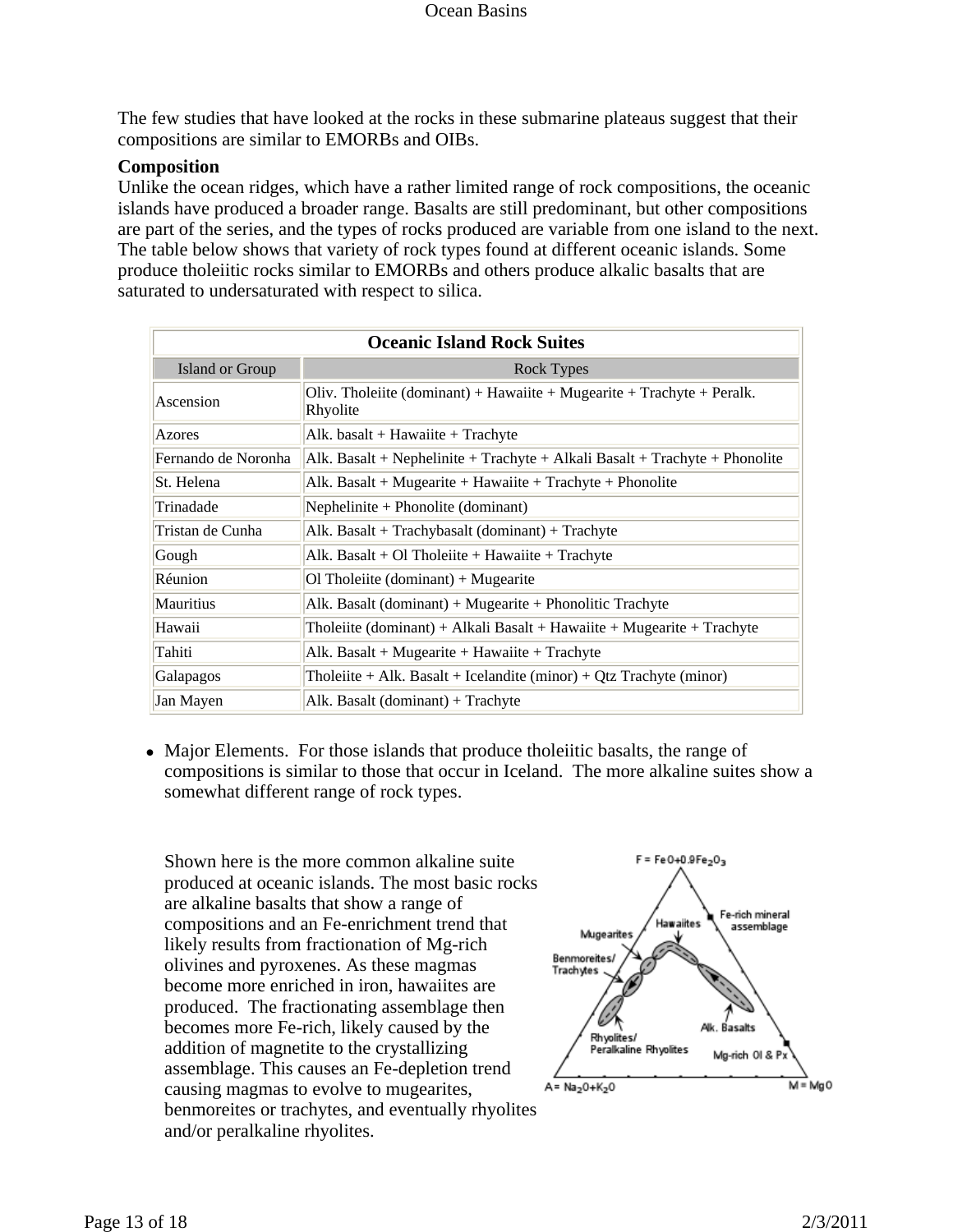The few studies that have looked at the rocks in these submarine plateaus suggest that their compositions are similar to EMORBs and OIBs.

**Composition**

Unlike the ocean ridges, which have a rather limited range of rock compositions, the oceanic islands have produced a broader range. Basalts are still predominant, but other compositions are part of the series, and the types of rocks produced are variable from one island to the next. The table below shows that variety of rock types found at different oceanic islands. Some produce tholeiitic rocks similar to EMORBs and others produce alkalic basalts that are saturated to undersaturated with respect to silica.

**Oceanic Island Rock Suites**

| Island or Group | Rock Types |
|---|---|
| Ascension | Oliv. Tholeiite (dominant) + Hawaiite + Mugearite + Trachyte + Peralk. Rhyolite |
| Azores | Alk. basalt + Hawaiite + Trachyte |
| Fernando de Noronha | Alk. Basalt + Nephelinite + Trachyte + Alkali Basalt + Trachyte + Phonolite |
| St. Helena | Alk. Basalt + Mugearite + Hawaiite + Trachyte + Phonolite |
| Trinadade | Nephelinite + Phonolite (dominant) |
| Tristan de Cunha | Alk. Basalt + Trachybasalt (dominant) + Trachyte |
| Gough | Alk. Basalt + Ol Tholeiite + Hawaiite + Trachyte |
| Réunion | Ol Tholeiite (dominant) + Mugearite |
| Mauritius | Alk. Basalt (dominant) + Mugearite + Phonolitic Trachyte |
| Hawaii | Tholeiite (dominant) + Alkali Basalt + Hawaiite + Mugearite + Trachyte |
| Tahiti | Alk. Basalt + Mugearite + Hawaiite + Trachyte |
| Galapagos | Tholeiite + Alk. Basalt + Icelandite (minor) + Qtz Trachyte (minor) |
| Jan Mayen | Alk. Basalt (dominant) + Trachyte |

- Major Elements. For those islands that produce tholeiitic basalts, the range of compositions is similar to those that occur in Iceland. The more alkaline suites show a somewhat different range of rock types.

Shown here is the more common alkaline suite produced at oceanic islands. The most basic rocks are alkaline basalts that show a range of compositions and an Fe-enrichment trend that likely results from fractionation of Mg-rich olivines and pyroxenes. As these magmas become more enriched in iron, hawaiites are produced. The fractionating assemblage then becomes more Fe-rich, likely caused by the addition of magnetite to the crystallizing assemblage. This causes an Fe-depletion trend causing magmas to evolve to mugearites, benmoreites or trachytes, and eventually rhyolites and/or peralkaline rhyolites.

F = FeO+0.9Fe$_2$O$_3$

Fe-rich mineral assemblage

Hawaiites

Mugearites

Benmoreites/ Trachytes

Alk. Basalts

Rhyolites/ Peralkaline Rhyolites

Mg-rich Ol & Px

A = Na$_2$O+K$_2$O

M = MgO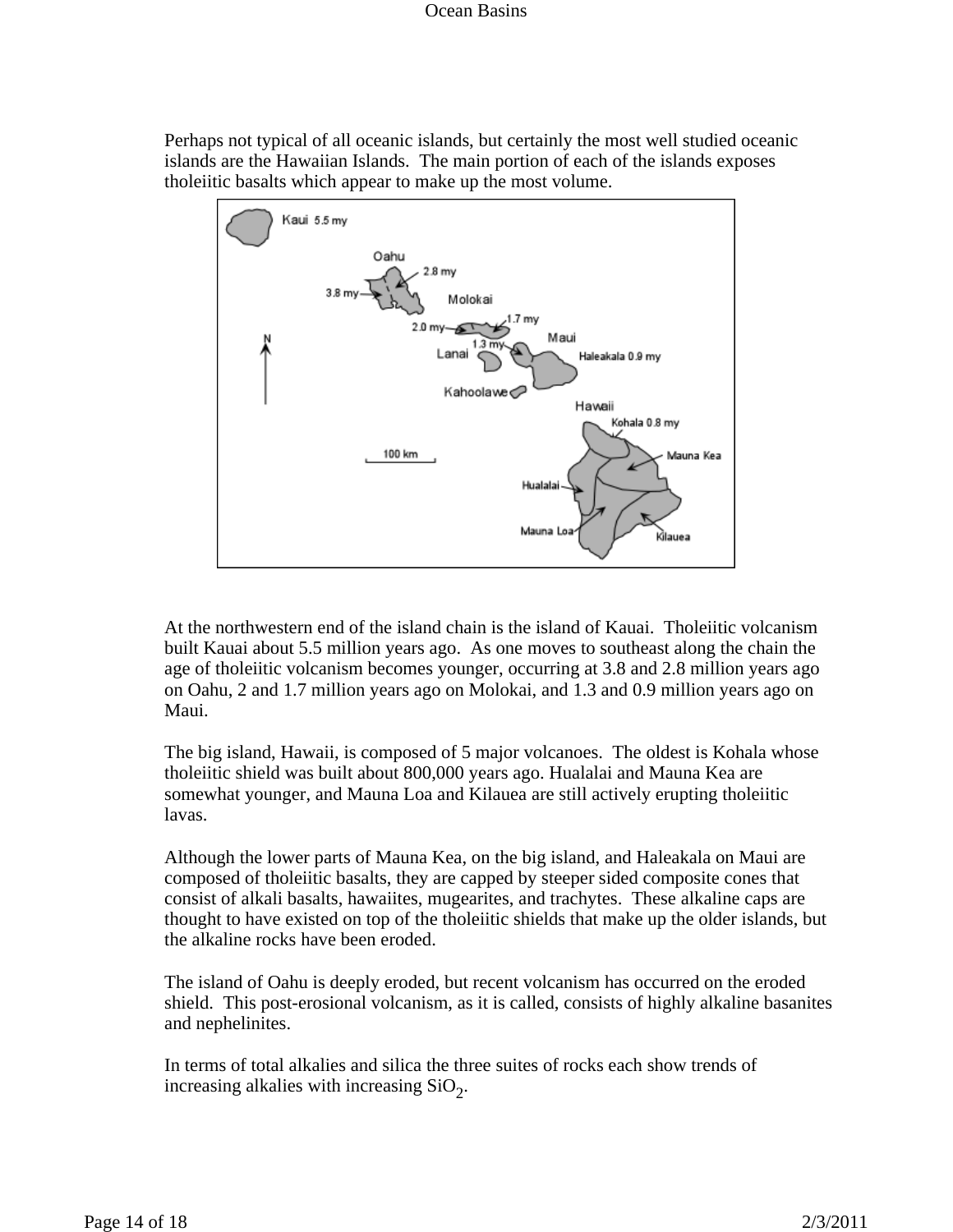Perhaps not typical of all oceanic islands, but certainly the most well studied oceanic islands are the Hawaiian Islands. The main portion of each of the islands exposes tholeiitic basalts which appear to make up the most volume.

Kaui 5.5 my
Oahu
2.8 my
3.8 my
Molokai
1.7 my
2.0 my
1.3 my
Maui
Lanai
Haleakala 0.9 my
N
Kahoolawe
Hawaii
Kohala 0.8 my
100 km
Mauna Kea
Hualalai
Mauna Loa
Kilauea

At the northwestern end of the island chain is the island of Kauai. Tholeiitic volcanism built Kauai about 5.5 million years ago. As one moves to southeast along the chain the age of tholeiitic volcanism becomes younger, occurring at 3.8 and 2.8 million years ago on Oahu, 2 and 1.7 million years ago on Molokai, and 1.3 and 0.9 million years ago on Maui.

The big island, Hawaii, is composed of 5 major volcanoes. The oldest is Kohala whose tholeiitic shield was built about 800,000 years ago. Hualalai and Mauna Kea are somewhat younger, and Mauna Loa and Kilauea are still actively erupting tholeiitic lavas.

Although the lower parts of Mauna Kea, on the big island, and Haleakala on Maui are composed of tholeiitic basalts, they are capped by steeper sided composite cones that consist of alkali basalts, hawaiites, mugearites, and trachytes. These alkaline caps are thought to have existed on top of the tholeiitic shields that make up the older islands, but the alkaline rocks have been eroded.

The island of Oahu is deeply eroded, but recent volcanism has occurred on the eroded shield. This post-erosional volcanism, as it is called, consists of highly alkaline basanites and nephelinites.

In terms of total alkalies and silica the three suites of rocks each show trends of increasing alkalies with increasing $SiO_2$.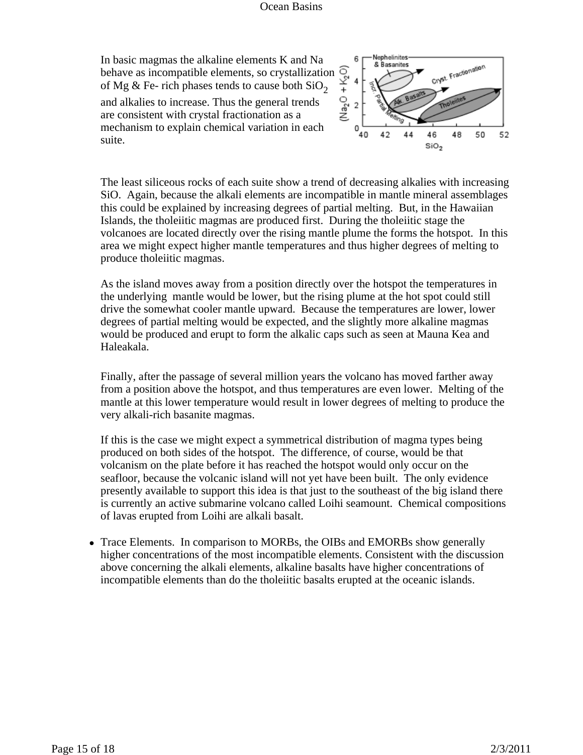In basic magmas the alkaline elements K and Na behave as incompatible elements, so crystallization of Mg & Fe- rich phases tends to cause both $SiO_2$ and alkalies to increase. Thus the general trends are consistent with crystal fractionation as a mechanism to explain chemical variation in each suite.

The least siliceous rocks of each suite show a trend of decreasing alkalies with increasing SiO. Again, because the alkali elements are incompatible in mantle mineral assemblages this could be explained by increasing degrees of partial melting. But, in the Hawaiian Islands, the tholeiitic magmas are produced first. During the tholeiitic stage the volcanoes are located directly over the rising mantle plume the forms the hotspot. In this area we might expect higher mantle temperatures and thus higher degrees of melting to produce tholeiitic magmas.

As the island moves away from a position directly over the hotspot the temperatures in the underlying mantle would be lower, but the rising plume at the hot spot could still drive the somewhat cooler mantle upward. Because the temperatures are lower, lower degrees of partial melting would be expected, and the slightly more alkaline magmas would be produced and erupt to form the alkalic caps such as seen at Mauna Kea and Haleakala.

Finally, after the passage of several million years the volcano has moved farther away from a position above the hotspot, and thus temperatures are even lower. Melting of the mantle at this lower temperature would result in lower degrees of melting to produce the very alkali-rich basanite magmas.

If this is the case we might expect a symmetrical distribution of magma types being produced on both sides of the hotspot. The difference, of course, would be that volcanism on the plate before it has reached the hotspot would only occur on the seafloor, because the volcanic island will not yet have been built. The only evidence presently available to support this idea is that just to the southeast of the big island there is currently an active submarine volcano called Loihi seamount. Chemical compositions of lavas erupted from Loihi are alkali basalt.

- Trace Elements. In comparison to MORBs, the OIBs and EMORBs show generally higher concentrations of the most incompatible elements. Consistent with the discussion above concerning the alkali elements, alkaline basalts have higher concentrations of incompatible elements than do the tholeiitic basalts erupted at the oceanic islands.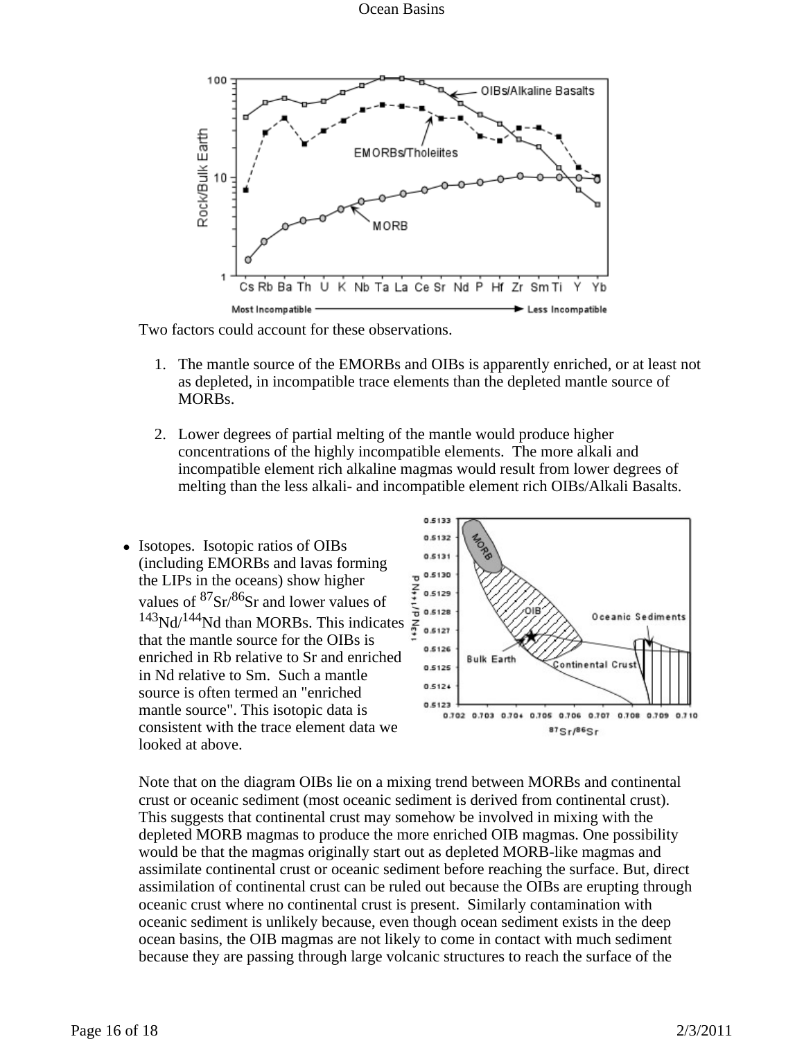100

10

1

Rock/Bulk Earth

Cs Rb Ba Th U K Nb Ta La Ce Sr Nd P Hf Zr Sm Ti Y Yb

Most Incompatible —— Less Incompatible

OIBs/Alkaline Basalts

EMORBs/Tholeiites

MORB

Two factors could account for these observations.

1. The mantle source of the EMORBs and OIBs is apparently enriched, or at least not as depleted, in incompatible trace elements than the depleted mantle source of MORBs.

2. Lower degrees of partial melting of the mantle would produce higher concentrations of the highly incompatible elements. The more alkali and incompatible element rich alkaline magmas would result from lower degrees of melting than the less alkali- and incompatible element rich OIBs/Alkali Basalts.

- Isotopes. Isotopic ratios of OIBs (including EMORBs and lavas forming the LIPs in the oceans) show higher values of $^{87}Sr/^{86}Sr$ and lower values of $^{143}Nd/^{144}Nd$ than MORBs. This indicates that the mantle source for the OIBs is enriched in Rb relative to Sr and enriched in Nd relative to Sm. Such a mantle source is often termed an "enriched mantle source". This isotopic data is consistent with the trace element data we looked at above.

0.5133
0.5132
0.5131
0.5130
0.5129
0.5128
0.5127
0.5126
0.5125
0.5124
0.5123

$^{143}Nd/^{144}Nd$

0.702 0.703 0.704 0.705 0.706 0.707 0.708 0.709 0.710

$^{87}Sr/^{86}Sr$

MORB

OIB

Oceanic Sediments

Bulk Earth

Continental Crust

Note that on the diagram OIBs lie on a mixing trend between MORBs and continental crust or oceanic sediment (most oceanic sediment is derived from continental crust). This suggests that continental crust may somehow be involved in mixing with the depleted MORB magmas to produce the more enriched OIB magmas. One possibility would be that the magmas originally start out as depleted MORB-like magmas and assimilate continental crust or oceanic sediment before reaching the surface. But, direct assimilation of continental crust can be ruled out because the OIBs are erupting through oceanic crust where no continental crust is present. Similarly contamination with oceanic sediment is unlikely because, even though ocean sediment exists in the deep ocean basins, the OIB magmas are not likely to come in contact with much sediment because they are passing through large volcanic structures to reach the surface of the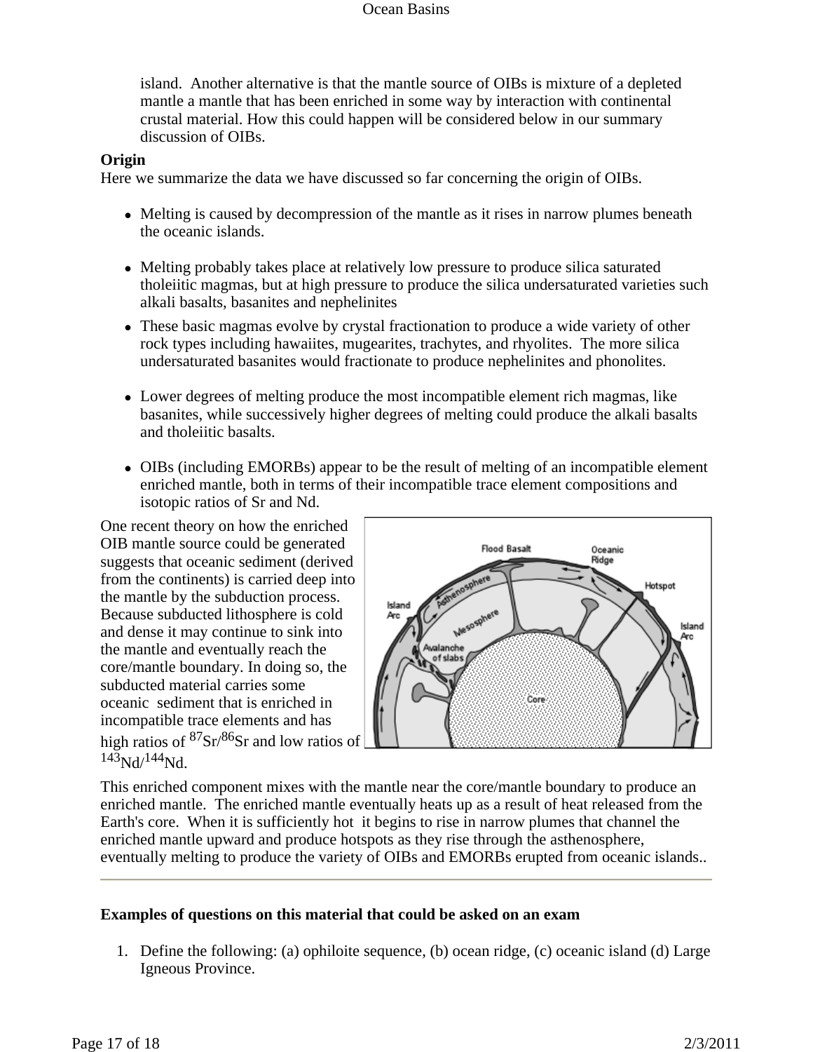island. Another alternative is that the mantle source of OIBs is mixture of a depleted mantle a mantle that has been enriched in some way by interaction with continental crustal material. How this could happen will be considered below in our summary discussion of OIBs.

**Origin**

Here we summarize the data we have discussed so far concerning the origin of OIBs.

- Melting is caused by decompression of the mantle as it rises in narrow plumes beneath the oceanic islands.
- Melting probably takes place at relatively low pressure to produce silica saturated tholeiitic magmas, but at high pressure to produce the silica undersaturated varieties such alkali basalts, basanites and nephelinites
- These basic magmas evolve by crystal fractionation to produce a wide variety of other rock types including hawaiites, mugearites, trachytes, and rhyolites. The more silica undersaturated basanites would fractionate to produce nephelinites and phonolites.
- Lower degrees of melting produce the most incompatible element rich magmas, like basanites, while successively higher degrees of melting could produce the alkali basalts and tholeiitic basalts.
- OIBs (including EMORBs) appear to be the result of melting of an incompatible element enriched mantle, both in terms of their incompatible trace element compositions and isotopic ratios of Sr and Nd.

One recent theory on how the enriched OIB mantle source could be generated suggests that oceanic sediment (derived from the continents) is carried deep into the mantle by the subduction process. Because subducted lithosphere is cold and dense it may continue to sink into the mantle and eventually reach the core/mantle boundary. In doing so, the subducted material carries some oceanic sediment that is enriched in incompatible trace elements and has high ratios of $^{87}Sr/^{86}Sr$ and low ratios of $^{143}Nd/^{144}Nd$.

Flood Basalt
Oceanic Ridge
Hotspot
Island Arc
Asthenosphere
Mesosphere
Island Arc
Avalanche of slabs
Core

This enriched component mixes with the mantle near the core/mantle boundary to produce an enriched mantle. The enriched mantle eventually heats up as a result of heat released from the Earth's core. When it is sufficiently hot it begins to rise in narrow plumes that channel the enriched mantle upward and produce hotspots as they rise through the asthenosphere, eventually melting to produce the variety of OIBs and EMORBs erupted from oceanic islands..

---

**Examples of questions on this material that could be asked on an exam**

1. Define the following: (a) ophiloite sequence, (b) ocean ridge, (c) oceanic island (d) Large Igneous Province.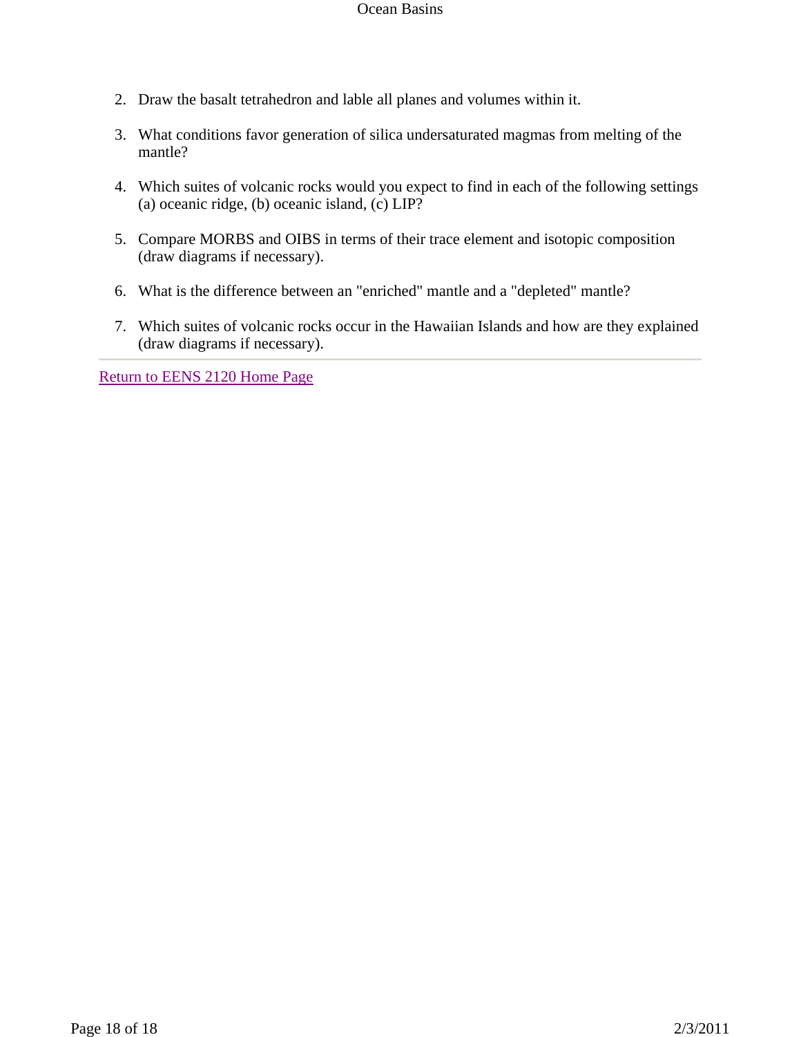2. Draw the basalt tetrahedron and lable all planes and volumes within it.

3. What conditions favor generation of silica undersaturated magmas from melting of the mantle?

4. Which suites of volcanic rocks would you expect to find in each of the following settings (a) oceanic ridge, (b) oceanic island, (c) LIP?

5. Compare MORBS and OIBS in terms of their trace element and isotopic composition (draw diagrams if necessary).

6. What is the difference between an "enriched" mantle and a "depleted" mantle?

7. Which suites of volcanic rocks occur in the Hawaiian Islands and how are they explained (draw diagrams if necessary).

---

Return to EENS 2120 Home Page